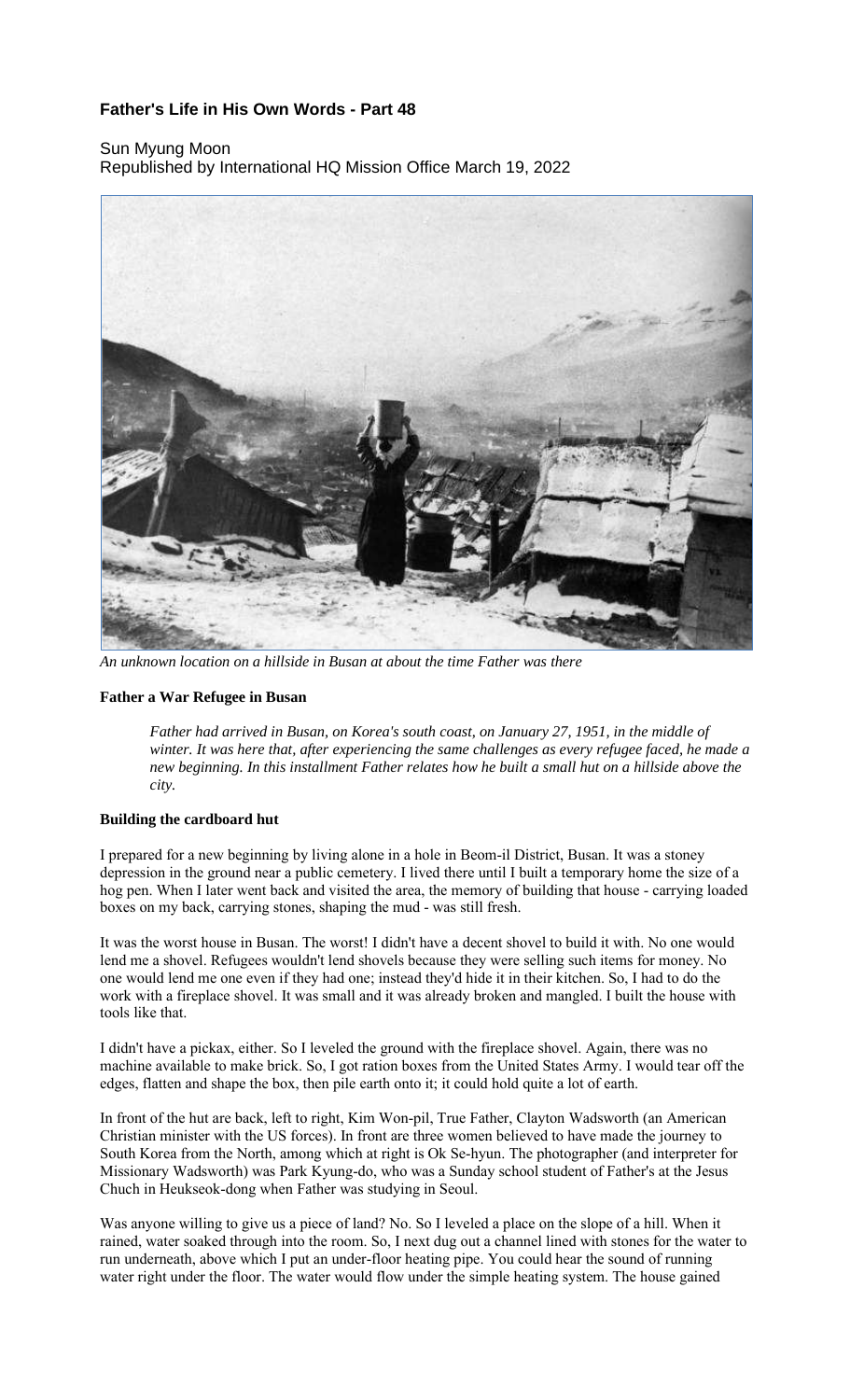# Father's Life in His Own Words - Part 48

Sun Myung Moon
Republished by International HQ Mission Office March 19, 2022

*An unknown location on a hillside in Busan at about the time Father was there*

### Father a War Refugee in Busan

> *Father had arrived in Busan, on Korea's south coast, on January 27, 1951, in the middle of winter. It was here that, after experiencing the same challenges as every refugee faced, he made a new beginning. In this installment Father relates how he built a small hut on a hillside above the city.*

### Building the cardboard hut

I prepared for a new beginning by living alone in a hole in Beom-il District, Busan. It was a stoney depression in the ground near a public cemetery. I lived there until I built a temporary home the size of a hog pen. When I later went back and visited the area, the memory of building that house - carrying loaded boxes on my back, carrying stones, shaping the mud - was still fresh.

It was the worst house in Busan. The worst! I didn't have a decent shovel to build it with. No one would lend me a shovel. Refugees wouldn't lend shovels because they were selling such items for money. No one would lend me one even if they had one; instead they'd hide it in their kitchen. So, I had to do the work with a fireplace shovel. It was small and it was already broken and mangled. I built the house with tools like that.

I didn't have a pickax, either. So I leveled the ground with the fireplace shovel. Again, there was no machine available to make brick. So, I got ration boxes from the United States Army. I would tear off the edges, flatten and shape the box, then pile earth onto it; it could hold quite a lot of earth.

In front of the hut are back, left to right, Kim Won-pil, True Father, Clayton Wadsworth (an American Christian minister with the US forces). In front are three women believed to have made the journey to South Korea from the North, among which at right is Ok Se-hyun. The photographer (and interpreter for Missionary Wadsworth) was Park Kyung-do, who was a Sunday school student of Father's at the Jesus Chuch in Heukseok-dong when Father was studying in Seoul.

Was anyone willing to give us a piece of land? No. So I leveled a place on the slope of a hill. When it rained, water soaked through into the room. So, I next dug out a channel lined with stones for the water to run underneath, above which I put an under-floor heating pipe. You could hear the sound of running water right under the floor. The water would flow under the simple heating system. The house gained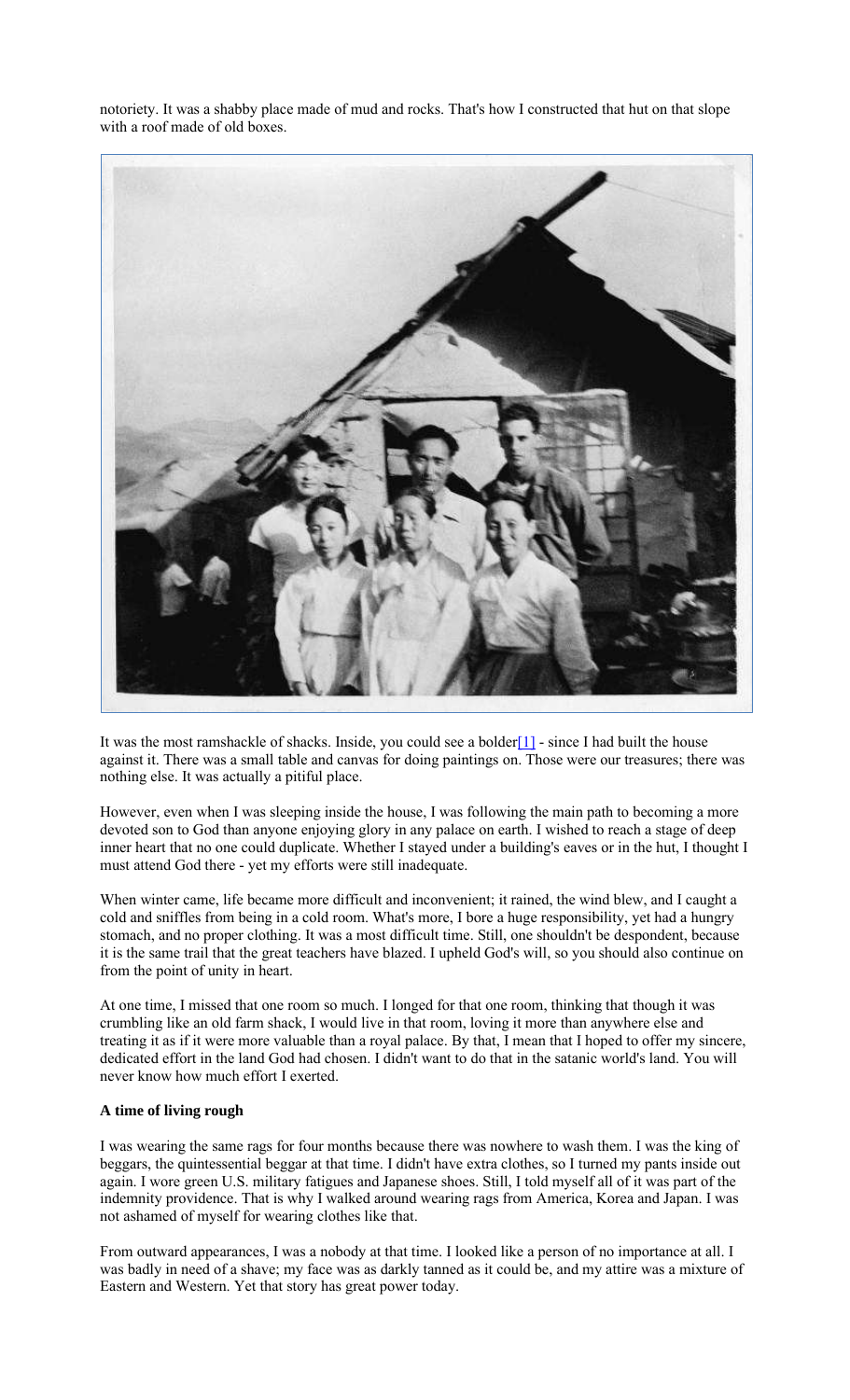notoriety. It was a shabby place made of mud and rocks. That's how I constructed that hut on that slope with a roof made of old boxes.

It was the most ramshackle of shacks. Inside, you could see a bolder[1] - since I had built the house against it. There was a small table and canvas for doing paintings on. Those were our treasures; there was nothing else. It was actually a pitiful place.

However, even when I was sleeping inside the house, I was following the main path to becoming a more devoted son to God than anyone enjoying glory in any palace on earth. I wished to reach a stage of deep inner heart that no one could duplicate. Whether I stayed under a building's eaves or in the hut, I thought I must attend God there - yet my efforts were still inadequate.

When winter came, life became more difficult and inconvenient; it rained, the wind blew, and I caught a cold and sniffles from being in a cold room. What's more, I bore a huge responsibility, yet had a hungry stomach, and no proper clothing. It was a most difficult time. Still, one shouldn't be despondent, because it is the same trail that the great teachers have blazed. I upheld God's will, so you should also continue on from the point of unity in heart.

At one time, I missed that one room so much. I longed for that one room, thinking that though it was crumbling like an old farm shack, I would live in that room, loving it more than anywhere else and treating it as if it were more valuable than a royal palace. By that, I mean that I hoped to offer my sincere, dedicated effort in the land God had chosen. I didn't want to do that in the satanic world's land. You will never know how much effort I exerted.

**A time of living rough**

I was wearing the same rags for four months because there was nowhere to wash them. I was the king of beggars, the quintessential beggar at that time. I didn't have extra clothes, so I turned my pants inside out again. I wore green U.S. military fatigues and Japanese shoes. Still, I told myself all of it was part of the indemnity providence. That is why I walked around wearing rags from America, Korea and Japan. I was not ashamed of myself for wearing clothes like that.

From outward appearances, I was a nobody at that time. I looked like a person of no importance at all. I was badly in need of a shave; my face was as darkly tanned as it could be, and my attire was a mixture of Eastern and Western. Yet that story has great power today.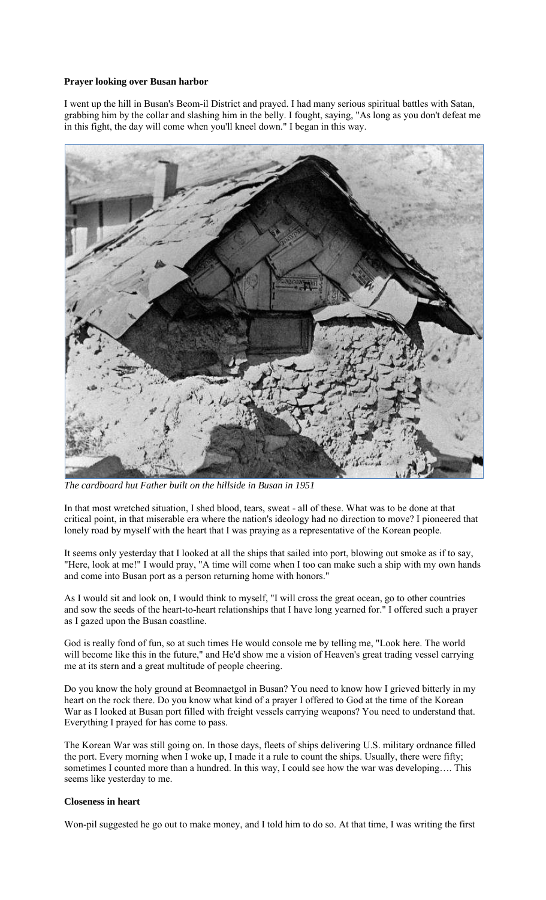**Prayer looking over Busan harbor**

I went up the hill in Busan's Beom-il District and prayed. I had many serious spiritual battles with Satan, grabbing him by the collar and slashing him in the belly. I fought, saying, "As long as you don't defeat me in this fight, the day will come when you'll kneel down." I began in this way.

*The cardboard hut Father built on the hillside in Busan in 1951*

In that most wretched situation, I shed blood, tears, sweat - all of these. What was to be done at that critical point, in that miserable era where the nation's ideology had no direction to move? I pioneered that lonely road by myself with the heart that I was praying as a representative of the Korean people.

It seems only yesterday that I looked at all the ships that sailed into port, blowing out smoke as if to say, "Here, look at me!" I would pray, "A time will come when I too can make such a ship with my own hands and come into Busan port as a person returning home with honors."

As I would sit and look on, I would think to myself, "I will cross the great ocean, go to other countries and sow the seeds of the heart-to-heart relationships that I have long yearned for." I offered such a prayer as I gazed upon the Busan coastline.

God is really fond of fun, so at such times He would console me by telling me, "Look here. The world will become like this in the future," and He'd show me a vision of Heaven's great trading vessel carrying me at its stern and a great multitude of people cheering.

Do you know the holy ground at Beomnaetgol in Busan? You need to know how I grieved bitterly in my heart on the rock there. Do you know what kind of a prayer I offered to God at the time of the Korean War as I looked at Busan port filled with freight vessels carrying weapons? You need to understand that. Everything I prayed for has come to pass.

The Korean War was still going on. In those days, fleets of ships delivering U.S. military ordnance filled the port. Every morning when I woke up, I made it a rule to count the ships. Usually, there were fifty; sometimes I counted more than a hundred. In this way, I could see how the war was developing…. This seems like yesterday to me.

**Closeness in heart**

Won-pil suggested he go out to make money, and I told him to do so. At that time, I was writing the first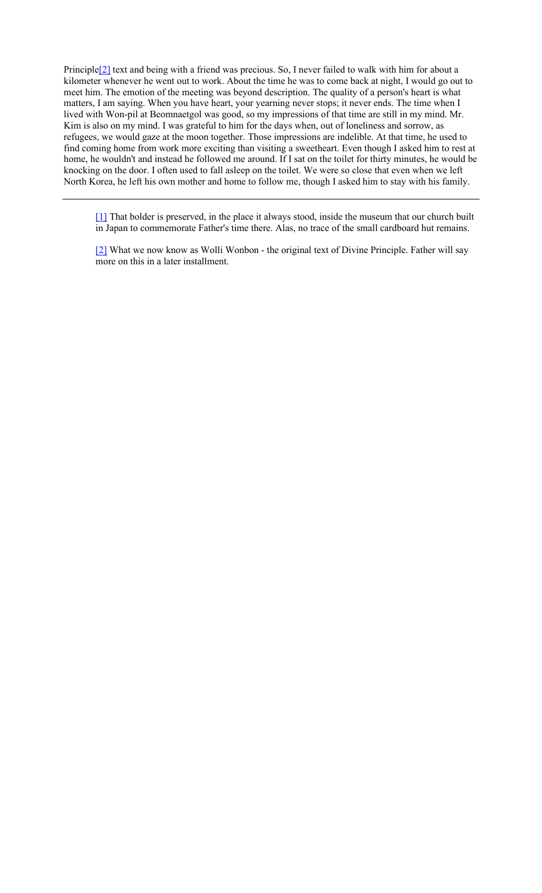Principle[2] text and being with a friend was precious. So, I never failed to walk with him for about a kilometer whenever he went out to work. About the time he was to come back at night, I would go out to meet him. The emotion of the meeting was beyond description. The quality of a person's heart is what matters, I am saying. When you have heart, your yearning never stops; it never ends. The time when I lived with Won-pil at Beomnaetgol was good, so my impressions of that time are still in my mind. Mr. Kim is also on my mind. I was grateful to him for the days when, out of loneliness and sorrow, as refugees, we would gaze at the moon together. Those impressions are indelible. At that time, he used to find coming home from work more exciting than visiting a sweetheart. Even though I asked him to rest at home, he wouldn't and instead he followed me around. If I sat on the toilet for thirty minutes, he would be knocking on the door. I often used to fall asleep on the toilet. We were so close that even when we left North Korea, he left his own mother and home to follow me, though I asked him to stay with his family.

---

[1] That bolder is preserved, in the place it always stood, inside the museum that our church built in Japan to commemorate Father's time there. Alas, no trace of the small cardboard hut remains.

[2] What we now know as Wolli Wonbon - the original text of Divine Principle. Father will say more on this in a later installment.